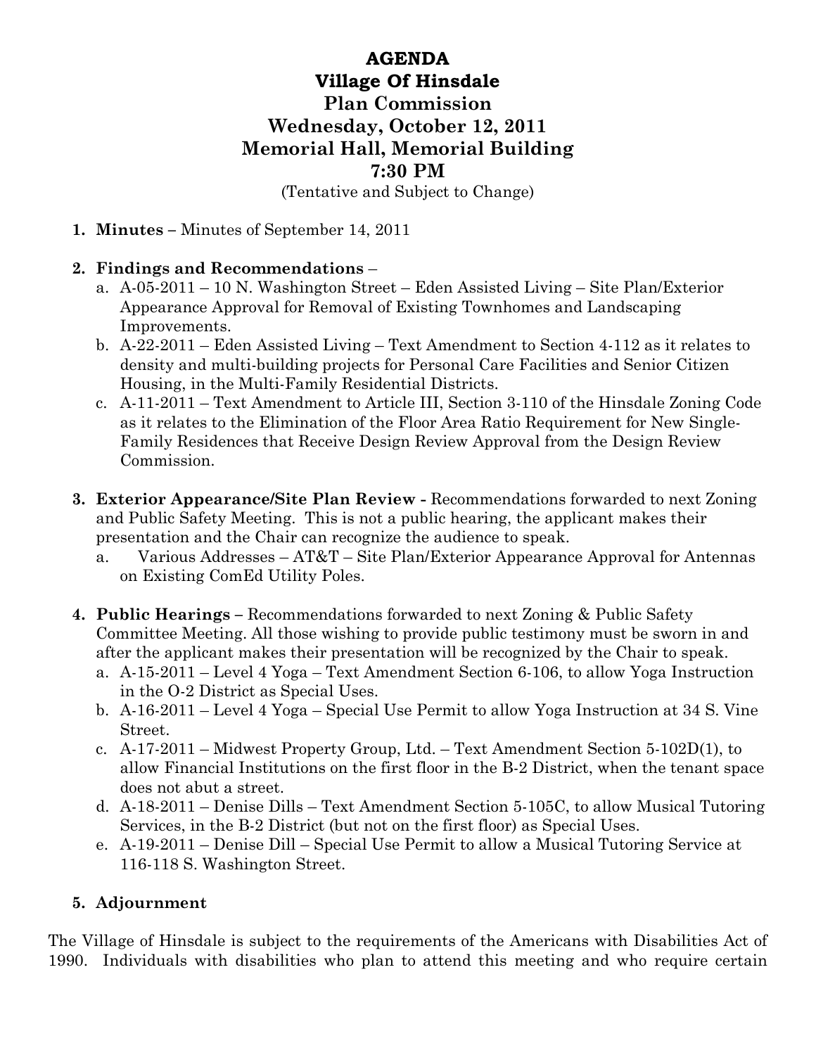# AGENDA
## Village Of Hinsdale
## Plan Commission
## Wednesday, October 12, 2011
## Memorial Hall, Memorial Building
## 7:30 PM

(Tentative and Subject to Change)

1. **Minutes –** Minutes of September 14, 2011

2. **Findings and Recommendations** –
   a. A-05-2011 – 10 N. Washington Street – Eden Assisted Living – Site Plan/Exterior Appearance Approval for Removal of Existing Townhomes and Landscaping Improvements.
   b. A-22-2011 – Eden Assisted Living – Text Amendment to Section 4-112 as it relates to density and multi-building projects for Personal Care Facilities and Senior Citizen Housing, in the Multi-Family Residential Districts.
   c. A-11-2011 – Text Amendment to Article III, Section 3-110 of the Hinsdale Zoning Code as it relates to the Elimination of the Floor Area Ratio Requirement for New Single-Family Residences that Receive Design Review Approval from the Design Review Commission.

3. **Exterior Appearance/Site Plan Review -** Recommendations forwarded to next Zoning and Public Safety Meeting. This is not a public hearing, the applicant makes their presentation and the Chair can recognize the audience to speak.
   a. Various Addresses – AT&T – Site Plan/Exterior Appearance Approval for Antennas on Existing ComEd Utility Poles.

4. **Public Hearings –** Recommendations forwarded to next Zoning & Public Safety Committee Meeting. All those wishing to provide public testimony must be sworn in and after the applicant makes their presentation will be recognized by the Chair to speak.
   a. A-15-2011 – Level 4 Yoga – Text Amendment Section 6-106, to allow Yoga Instruction in the O-2 District as Special Uses.
   b. A-16-2011 – Level 4 Yoga – Special Use Permit to allow Yoga Instruction at 34 S. Vine Street.
   c. A-17-2011 – Midwest Property Group, Ltd. – Text Amendment Section 5-102D(1), to allow Financial Institutions on the first floor in the B-2 District, when the tenant space does not abut a street.
   d. A-18-2011 – Denise Dills – Text Amendment Section 5-105C, to allow Musical Tutoring Services, in the B-2 District (but not on the first floor) as Special Uses.
   e. A-19-2011 – Denise Dill – Special Use Permit to allow a Musical Tutoring Service at 116-118 S. Washington Street.

5. **Adjournment**

The Village of Hinsdale is subject to the requirements of the Americans with Disabilities Act of 1990. Individuals with disabilities who plan to attend this meeting and who require certain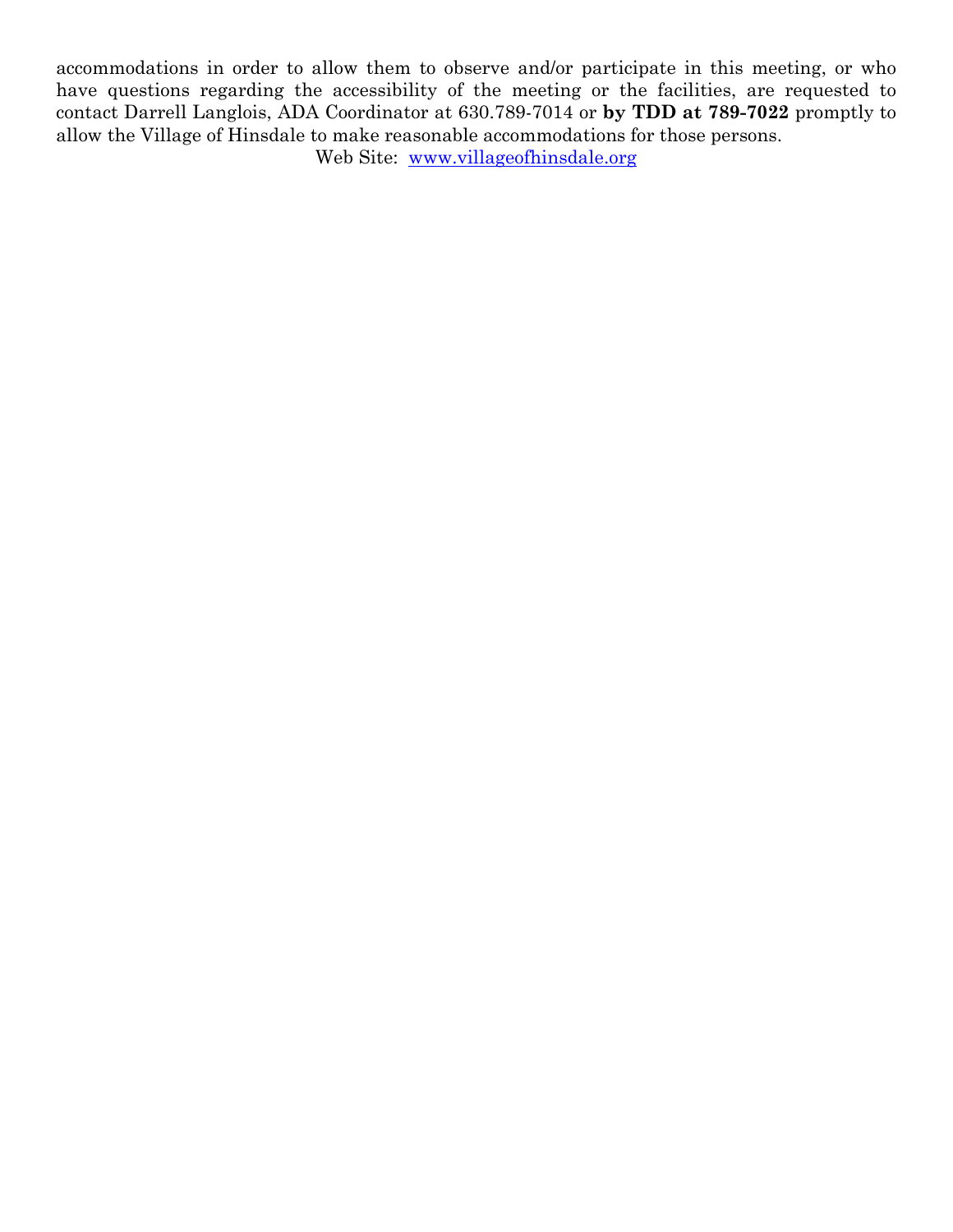accommodations in order to allow them to observe and/or participate in this meeting, or who have questions regarding the accessibility of the meeting or the facilities, are requested to contact Darrell Langlois, ADA Coordinator at 630.789-7014 or **by TDD at 789-7022** promptly to allow the Village of Hinsdale to make reasonable accommodations for those persons.

Web Site: [www.villageofhinsdale.org](http://www.villageofhinsdale.org)